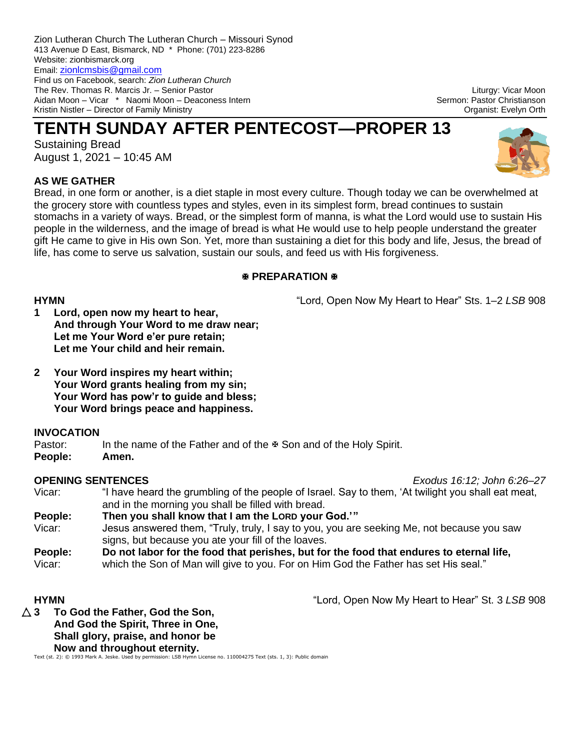Zion Lutheran Church The Lutheran Church – Missouri Synod
413 Avenue D East, Bismarck, ND * Phone: (701) 223-8286
Website: zionbismarck.org
Email: zionlcmsbis@gmail.com
Find us on Facebook, search: *Zion Lutheran Church*
The Rev. Thomas R. Marcis Jr. – Senior Pastor
Aidan Moon – Vicar * Naomi Moon – Deaconess Intern
Kristin Nistler – Director of Family Ministry

Liturgy: Vicar Moon
Sermon: Pastor Christianson
Organist: Evelyn Orth

# TENTH SUNDAY AFTER PENTECOST—PROPER 13

Sustaining Bread
August 1, 2021 – 10:45 AM

## AS WE GATHER

Bread, in one form or another, is a diet staple in most every culture. Though today we can be overwhelmed at the grocery store with countless types and styles, even in its simplest form, bread continues to sustain stomachs in a variety of ways. Bread, or the simplest form of manna, is what the Lord would use to sustain His people in the wilderness, and the image of bread is what He would use to help people understand the greater gift He came to give in His own Son. Yet, more than sustaining a diet for this body and life, Jesus, the bread of life, has come to serve us salvation, sustain our souls, and feed us with His forgiveness.

## ✠ PREPARATION ✠

**HYMN** — "Lord, Open Now My Heart to Hear" Sts. 1–2 *LSB* 908

**1 Lord, open now my heart to hear,**
**And through Your Word to me draw near;**
**Let me Your Word e'er pure retain;**
**Let me Your child and heir remain.**

**2 Your Word inspires my heart within;**
**Your Word grants healing from my sin;**
**Your Word has pow'r to guide and bless;**
**Your Word brings peace and happiness.**

**INVOCATION**

Pastor: In the name of the Father and of the ✠ Son and of the Holy Spirit.
**People: Amen.**

**OPENING SENTENCES** — *Exodus 16:12; John 6:26–27*

Vicar: "I have heard the grumbling of the people of Israel. Say to them, 'At twilight you shall eat meat, and in the morning you shall be filled with bread.
**People: Then you shall know that I am the LORD your God.'"**
Vicar: Jesus answered them, "Truly, truly, I say to you, you are seeking Me, not because you saw signs, but because you ate your fill of the loaves.
**People: Do not labor for the food that perishes, but for the food that endures to eternal life,**
Vicar: which the Son of Man will give to you. For on Him God the Father has set His seal."

**HYMN** — "Lord, Open Now My Heart to Hear" St. 3 *LSB* 908

**△ 3 To God the Father, God the Son,**
**And God the Spirit, Three in One,**
**Shall glory, praise, and honor be**
**Now and throughout eternity.**

Text (st. 2): © 1993 Mark A. Jeske. Used by permission: LSB Hymn License no. 110004275 Text (sts. 1, 3): Public domain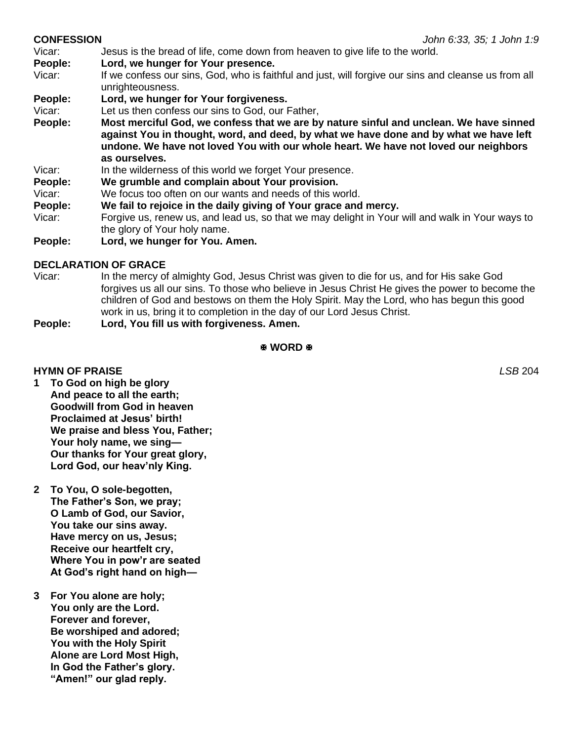**CONFESSION** *John 6:33, 35; 1 John 1:9*

Vicar: Jesus is the bread of life, come down from heaven to give life to the world.

**People: Lord, we hunger for Your presence.**

Vicar: If we confess our sins, God, who is faithful and just, will forgive our sins and cleanse us from all unrighteousness.

**People: Lord, we hunger for Your forgiveness.**

Vicar: Let us then confess our sins to God, our Father,

**People: Most merciful God, we confess that we are by nature sinful and unclean. We have sinned against You in thought, word, and deed, by what we have done and by what we have left undone. We have not loved You with our whole heart. We have not loved our neighbors as ourselves.**

Vicar: In the wilderness of this world we forget Your presence.

**People: We grumble and complain about Your provision.**

Vicar: We focus too often on our wants and needs of this world.

**People: We fail to rejoice in the daily giving of Your grace and mercy.**

Vicar: Forgive us, renew us, and lead us, so that we may delight in Your will and walk in Your ways to the glory of Your holy name.

**People: Lord, we hunger for You. Amen.**

**DECLARATION OF GRACE**

Vicar: In the mercy of almighty God, Jesus Christ was given to die for us, and for His sake God forgives us all our sins. To those who believe in Jesus Christ He gives the power to become the children of God and bestows on them the Holy Spirit. May the Lord, who has begun this good work in us, bring it to completion in the day of our Lord Jesus Christ.

**People: Lord, You fill us with forgiveness. Amen.**

## ✠ WORD ✠

**HYMN OF PRAISE** *LSB* 204

**1 To God on high be glory**
**And peace to all the earth;**
**Goodwill from God in heaven**
**Proclaimed at Jesus' birth!**
**We praise and bless You, Father;**
**Your holy name, we sing—**
**Our thanks for Your great glory,**
**Lord God, our heav'nly King.**

**2 To You, O sole-begotten,**
**The Father's Son, we pray;**
**O Lamb of God, our Savior,**
**You take our sins away.**
**Have mercy on us, Jesus;**
**Receive our heartfelt cry,**
**Where You in pow'r are seated**
**At God's right hand on high—**

**3 For You alone are holy;**
**You only are the Lord.**
**Forever and forever,**
**Be worshiped and adored;**
**You with the Holy Spirit**
**Alone are Lord Most High,**
**In God the Father's glory.**
**"Amen!" our glad reply.**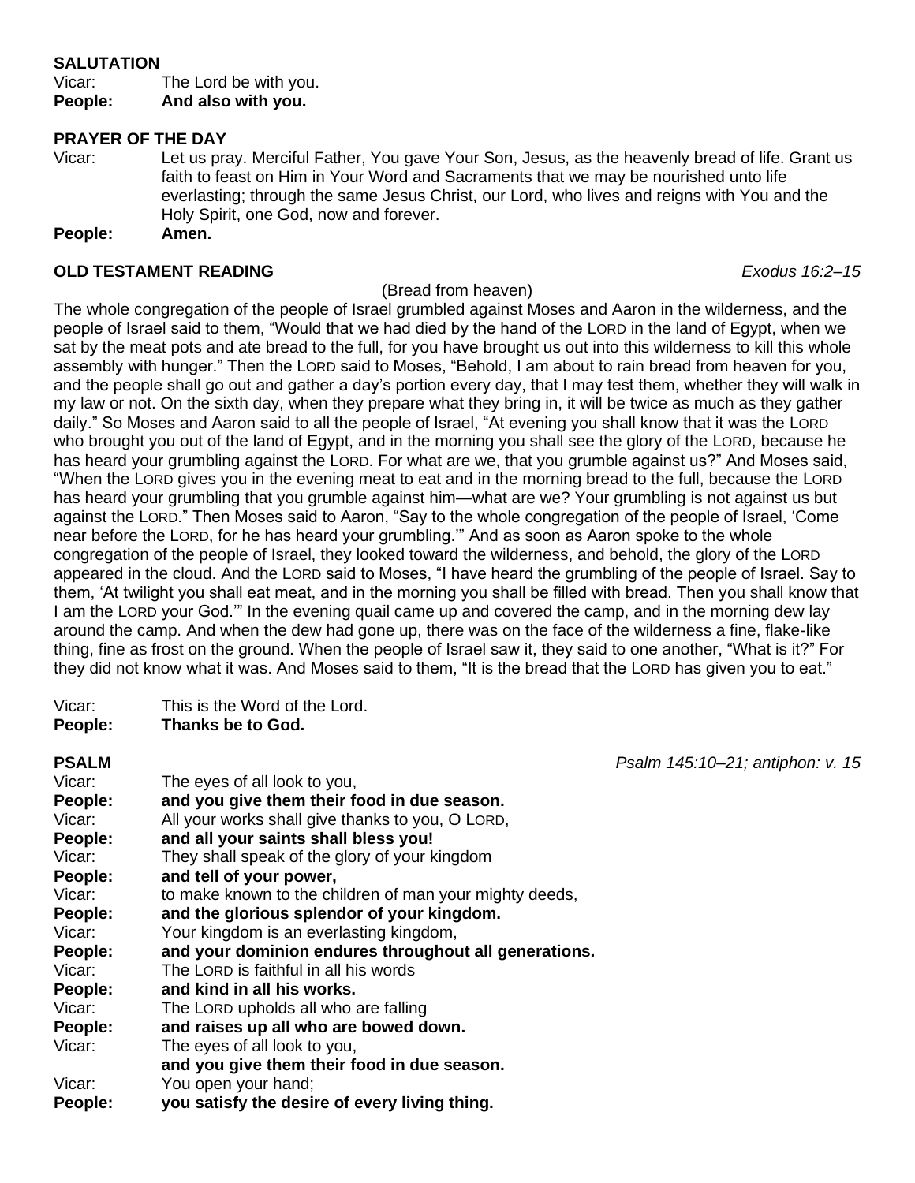**SALUTATION**

Vicar: The Lord be with you.
**People: And also with you.**

**PRAYER OF THE DAY**

Vicar: Let us pray. Merciful Father, You gave Your Son, Jesus, as the heavenly bread of life. Grant us faith to feast on Him in Your Word and Sacraments that we may be nourished unto life everlasting; through the same Jesus Christ, our Lord, who lives and reigns with You and the Holy Spirit, one God, now and forever.
**People: Amen.**

**OLD TESTAMENT READING** *Exodus 16:2–15*

(Bread from heaven)

The whole congregation of the people of Israel grumbled against Moses and Aaron in the wilderness, and the people of Israel said to them, "Would that we had died by the hand of the LORD in the land of Egypt, when we sat by the meat pots and ate bread to the full, for you have brought us out into this wilderness to kill this whole assembly with hunger." Then the LORD said to Moses, "Behold, I am about to rain bread from heaven for you, and the people shall go out and gather a day's portion every day, that I may test them, whether they will walk in my law or not. On the sixth day, when they prepare what they bring in, it will be twice as much as they gather daily." So Moses and Aaron said to all the people of Israel, "At evening you shall know that it was the LORD who brought you out of the land of Egypt, and in the morning you shall see the glory of the LORD, because he has heard your grumbling against the LORD. For what are we, that you grumble against us?" And Moses said, "When the LORD gives you in the evening meat to eat and in the morning bread to the full, because the LORD has heard your grumbling that you grumble against him—what are we? Your grumbling is not against us but against the LORD." Then Moses said to Aaron, "Say to the whole congregation of the people of Israel, 'Come near before the LORD, for he has heard your grumbling.'" And as soon as Aaron spoke to the whole congregation of the people of Israel, they looked toward the wilderness, and behold, the glory of the LORD appeared in the cloud. And the LORD said to Moses, "I have heard the grumbling of the people of Israel. Say to them, 'At twilight you shall eat meat, and in the morning you shall be filled with bread. Then you shall know that I am the LORD your God.'" In the evening quail came up and covered the camp, and in the morning dew lay around the camp. And when the dew had gone up, there was on the face of the wilderness a fine, flake-like thing, fine as frost on the ground. When the people of Israel saw it, they said to one another, "What is it?" For they did not know what it was. And Moses said to them, "It is the bread that the LORD has given you to eat."

Vicar: This is the Word of the Lord.
**People: Thanks be to God.**

**PSALM** *Psalm 145:10–21; antiphon: v. 15*

Vicar: The eyes of all look to you,
**People: and you give them their food in due season.**
Vicar: All your works shall give thanks to you, O LORD,
**People: and all your saints shall bless you!**
Vicar: They shall speak of the glory of your kingdom
**People: and tell of your power,**
Vicar: to make known to the children of man your mighty deeds,
**People: and the glorious splendor of your kingdom.**
Vicar: Your kingdom is an everlasting kingdom,
**People: and your dominion endures throughout all generations.**
Vicar: The LORD is faithful in all his words
**People: and kind in all his works.**
Vicar: The LORD upholds all who are falling
**People: and raises up all who are bowed down.**
Vicar: The eyes of all look to you,
**and you give them their food in due season.**
Vicar: You open your hand;
**People: you satisfy the desire of every living thing.**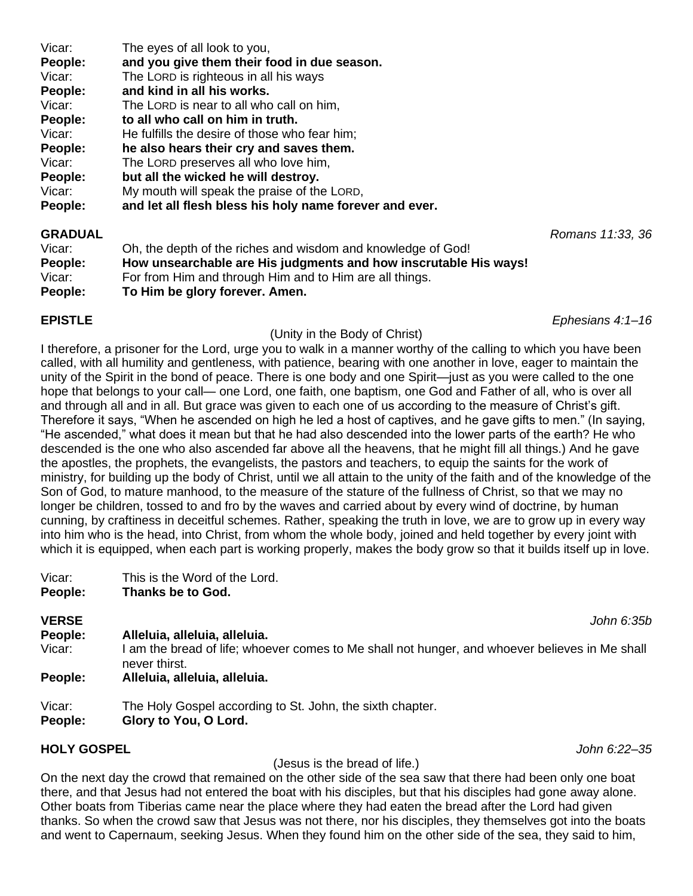Vicar: The eyes of all look to you,
**People: and you give them their food in due season.**
Vicar: The LORD is righteous in all his ways
**People: and kind in all his works.**
Vicar: The LORD is near to all who call on him,
**People: to all who call on him in truth.**
Vicar: He fulfills the desire of those who fear him;
**People: he also hears their cry and saves them.**
Vicar: The LORD preserves all who love him,
**People: but all the wicked he will destroy.**
Vicar: My mouth will speak the praise of the LORD,
**People: and let all flesh bless his holy name forever and ever.**

**GRADUAL** *Romans 11:33, 36*

Vicar: Oh, the depth of the riches and wisdom and knowledge of God!
**People: How unsearchable are His judgments and how inscrutable His ways!**
Vicar: For from Him and through Him and to Him are all things.
**People: To Him be glory forever. Amen.**

**EPISTLE** *Ephesians 4:1–16*

(Unity in the Body of Christ)

I therefore, a prisoner for the Lord, urge you to walk in a manner worthy of the calling to which you have been called, with all humility and gentleness, with patience, bearing with one another in love, eager to maintain the unity of the Spirit in the bond of peace. There is one body and one Spirit—just as you were called to the one hope that belongs to your call— one Lord, one faith, one baptism, one God and Father of all, who is over all and through all and in all. But grace was given to each one of us according to the measure of Christ's gift. Therefore it says, "When he ascended on high he led a host of captives, and he gave gifts to men." (In saying, "He ascended," what does it mean but that he had also descended into the lower parts of the earth? He who descended is the one who also ascended far above all the heavens, that he might fill all things.) And he gave the apostles, the prophets, the evangelists, the pastors and teachers, to equip the saints for the work of ministry, for building up the body of Christ, until we all attain to the unity of the faith and of the knowledge of the Son of God, to mature manhood, to the measure of the stature of the fullness of Christ, so that we may no longer be children, tossed to and fro by the waves and carried about by every wind of doctrine, by human cunning, by craftiness in deceitful schemes. Rather, speaking the truth in love, we are to grow up in every way into him who is the head, into Christ, from whom the whole body, joined and held together by every joint with which it is equipped, when each part is working properly, makes the body grow so that it builds itself up in love.

Vicar: This is the Word of the Lord.
**People: Thanks be to God.**

**VERSE** *John 6:35b*

**People: Alleluia, alleluia, alleluia.**
Vicar: I am the bread of life; whoever comes to Me shall not hunger, and whoever believes in Me shall never thirst.
**People: Alleluia, alleluia, alleluia.**

Vicar: The Holy Gospel according to St. John, the sixth chapter.
**People: Glory to You, O Lord.**

**HOLY GOSPEL** *John 6:22–35*

(Jesus is the bread of life.)

On the next day the crowd that remained on the other side of the sea saw that there had been only one boat there, and that Jesus had not entered the boat with his disciples, but that his disciples had gone away alone. Other boats from Tiberias came near the place where they had eaten the bread after the Lord had given thanks. So when the crowd saw that Jesus was not there, nor his disciples, they themselves got into the boats and went to Capernaum, seeking Jesus. When they found him on the other side of the sea, they said to him,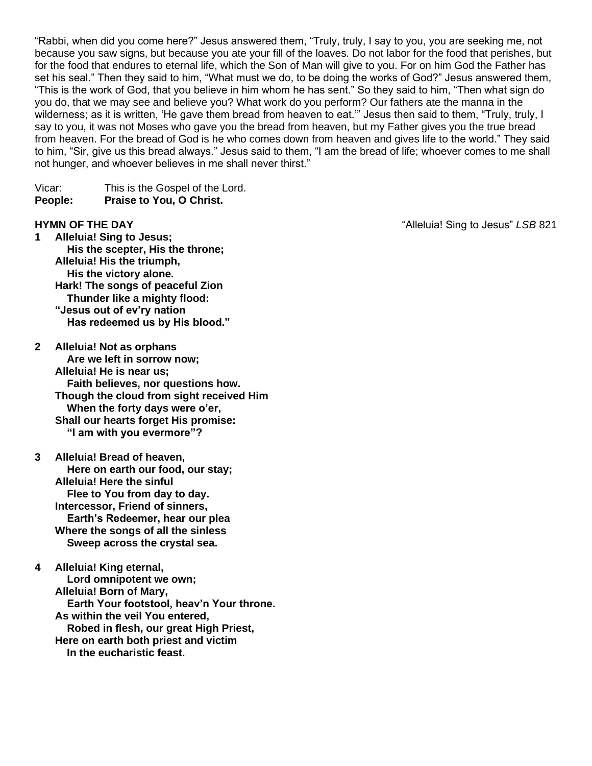"Rabbi, when did you come here?" Jesus answered them, "Truly, truly, I say to you, you are seeking me, not because you saw signs, but because you ate your fill of the loaves. Do not labor for the food that perishes, but for the food that endures to eternal life, which the Son of Man will give to you. For on him God the Father has set his seal." Then they said to him, "What must we do, to be doing the works of God?" Jesus answered them, "This is the work of God, that you believe in him whom he has sent." So they said to him, "Then what sign do you do, that we may see and believe you? What work do you perform? Our fathers ate the manna in the wilderness; as it is written, 'He gave them bread from heaven to eat.'" Jesus then said to them, "Truly, truly, I say to you, it was not Moses who gave you the bread from heaven, but my Father gives you the true bread from heaven. For the bread of God is he who comes down from heaven and gives life to the world." They said to him, "Sir, give us this bread always." Jesus said to them, "I am the bread of life; whoever comes to me shall not hunger, and whoever believes in me shall never thirst."

Vicar: This is the Gospel of the Lord.
**People: Praise to You, O Christ.**

**HYMN OF THE DAY** "Alleluia! Sing to Jesus" *LSB* 821

**1 Alleluia! Sing to Jesus;**
**His the scepter, His the throne;**
**Alleluia! His the triumph,**
**His the victory alone.**
**Hark! The songs of peaceful Zion**
**Thunder like a mighty flood:**
**"Jesus out of ev'ry nation**
**Has redeemed us by His blood."**

**2 Alleluia! Not as orphans**
**Are we left in sorrow now;**
**Alleluia! He is near us;**
**Faith believes, nor questions how.**
**Though the cloud from sight received Him**
**When the forty days were o'er,**
**Shall our hearts forget His promise:**
**"I am with you evermore"?**

**3 Alleluia! Bread of heaven,**
**Here on earth our food, our stay;**
**Alleluia! Here the sinful**
**Flee to You from day to day.**
**Intercessor, Friend of sinners,**
**Earth's Redeemer, hear our plea**
**Where the songs of all the sinless**
**Sweep across the crystal sea.**

**4 Alleluia! King eternal,**
**Lord omnipotent we own;**
**Alleluia! Born of Mary,**
**Earth Your footstool, heav'n Your throne.**
**As within the veil You entered,**
**Robed in flesh, our great High Priest,**
**Here on earth both priest and victim**
**In the eucharistic feast.**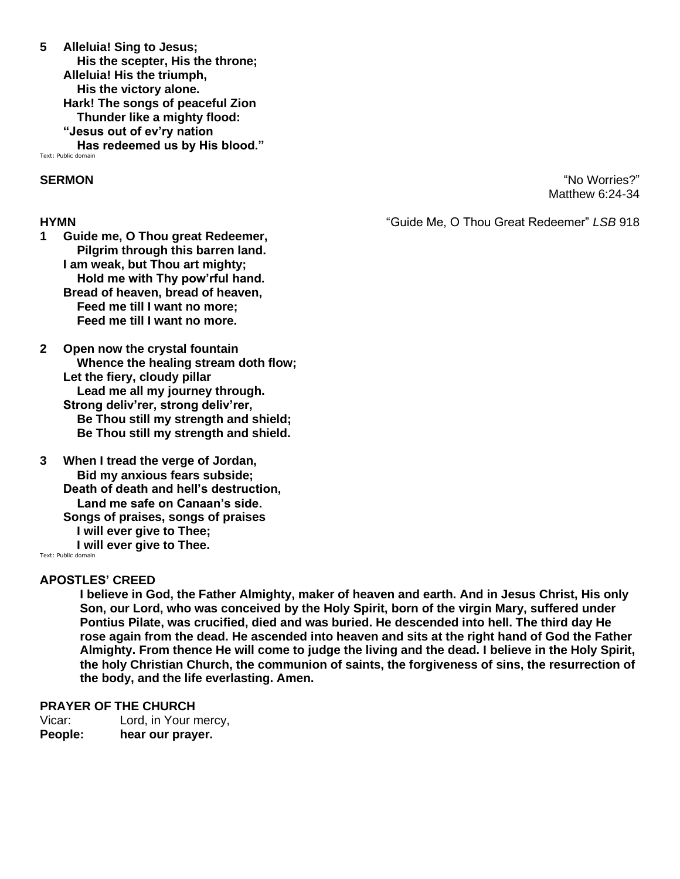**5 Alleluia! Sing to Jesus;**
**His the scepter, His the throne;**
**Alleluia! His the triumph,**
**His the victory alone.**
**Hark! The songs of peaceful Zion**
**Thunder like a mighty flood:**
**"Jesus out of ev'ry nation**
**Has redeemed us by His blood."**

Text: Public domain

**SERMON** "No Worries?"
Matthew 6:24-34

**HYMN** "Guide Me, O Thou Great Redeemer" *LSB* 918

**1 Guide me, O Thou great Redeemer,**
**Pilgrim through this barren land.**
**I am weak, but Thou art mighty;**
**Hold me with Thy pow'rful hand.**
**Bread of heaven, bread of heaven,**
**Feed me till I want no more;**
**Feed me till I want no more.**

**2 Open now the crystal fountain**
**Whence the healing stream doth flow;**
**Let the fiery, cloudy pillar**
**Lead me all my journey through.**
**Strong deliv'rer, strong deliv'rer,**
**Be Thou still my strength and shield;**
**Be Thou still my strength and shield.**

**3 When I tread the verge of Jordan,**
**Bid my anxious fears subside;**
**Death of death and hell's destruction,**
**Land me safe on Canaan's side.**
**Songs of praises, songs of praises**
**I will ever give to Thee;**
**I will ever give to Thee.**

Text: Public domain

**APOSTLES' CREED**

**I believe in God, the Father Almighty, maker of heaven and earth. And in Jesus Christ, His only Son, our Lord, who was conceived by the Holy Spirit, born of the virgin Mary, suffered under Pontius Pilate, was crucified, died and was buried. He descended into hell. The third day He rose again from the dead. He ascended into heaven and sits at the right hand of God the Father Almighty. From thence He will come to judge the living and the dead. I believe in the Holy Spirit, the holy Christian Church, the communion of saints, the forgiveness of sins, the resurrection of the body, and the life everlasting. Amen.**

**PRAYER OF THE CHURCH**

Vicar: Lord, in Your mercy,
**People: hear our prayer.**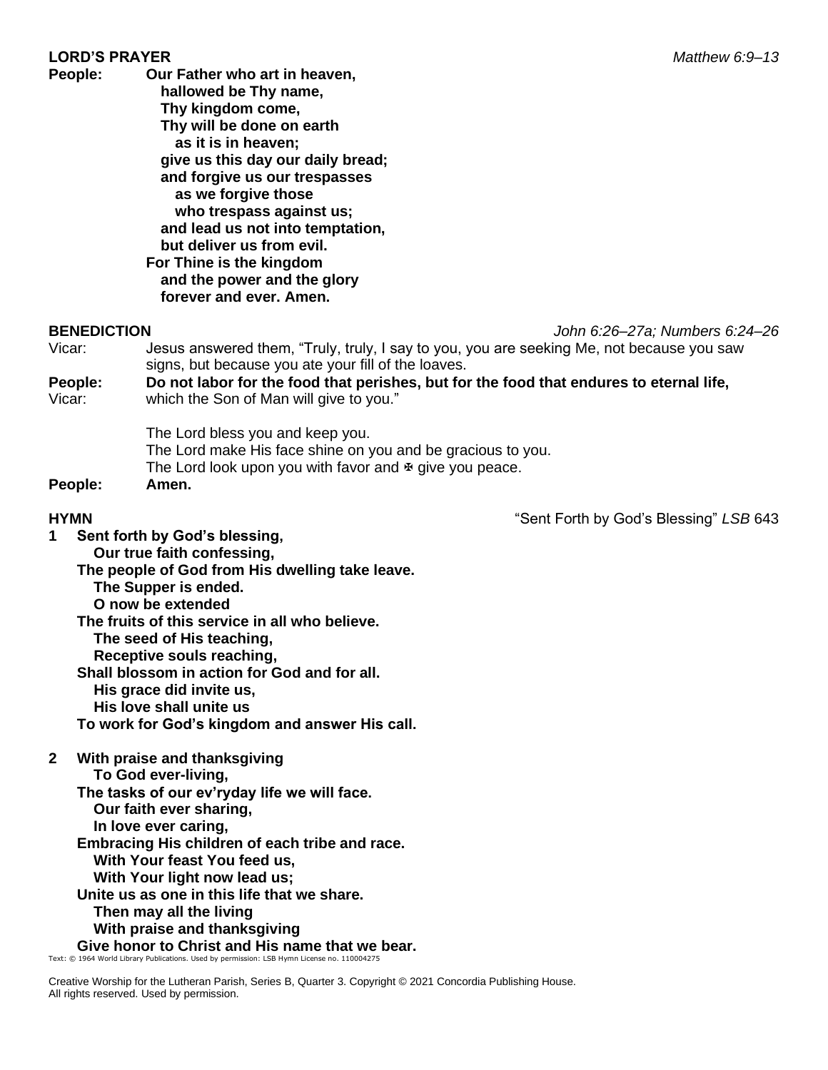**LORD'S PRAYER** *Matthew 6:9–13*

**People:** **Our Father who art in heaven,**
**hallowed be Thy name,**
**Thy kingdom come,**
**Thy will be done on earth**
**as it is in heaven;**
**give us this day our daily bread;**
**and forgive us our trespasses**
**as we forgive those**
**who trespass against us;**
**and lead us not into temptation,**
**but deliver us from evil.**
**For Thine is the kingdom**
**and the power and the glory**
**forever and ever. Amen.**

**BENEDICTION** *John 6:26–27a; Numbers 6:24–26*

Vicar: Jesus answered them, "Truly, truly, I say to you, you are seeking Me, not because you saw signs, but because you ate your fill of the loaves.

**People:** **Do not labor for the food that perishes, but for the food that endures to eternal life,**

Vicar: which the Son of Man will give to you."

The Lord bless you and keep you.
The Lord make His face shine on you and be gracious to you.
The Lord look upon you with favor and ✠ give you peace.

**People:** **Amen.**

**HYMN** "Sent Forth by God's Blessing" *LSB* 643

**1** **Sent forth by God's blessing,**
**Our true faith confessing,**
**The people of God from His dwelling take leave.**
**The Supper is ended.**
**O now be extended**
**The fruits of this service in all who believe.**
**The seed of His teaching,**
**Receptive souls reaching,**
**Shall blossom in action for God and for all.**
**His grace did invite us,**
**His love shall unite us**
**To work for God's kingdom and answer His call.**

**2** **With praise and thanksgiving**
**To God ever-living,**
**The tasks of our ev'ryday life we will face.**
**Our faith ever sharing,**
**In love ever caring,**
**Embracing His children of each tribe and race.**
**With Your feast You feed us,**
**With Your light now lead us;**
**Unite us as one in this life that we share.**
**Then may all the living**
**With praise and thanksgiving**
**Give honor to Christ and His name that we bear.**

Text: © 1964 World Library Publications. Used by permission: LSB Hymn License no. 110004275

Creative Worship for the Lutheran Parish, Series B, Quarter 3. Copyright © 2021 Concordia Publishing House. All rights reserved. Used by permission.